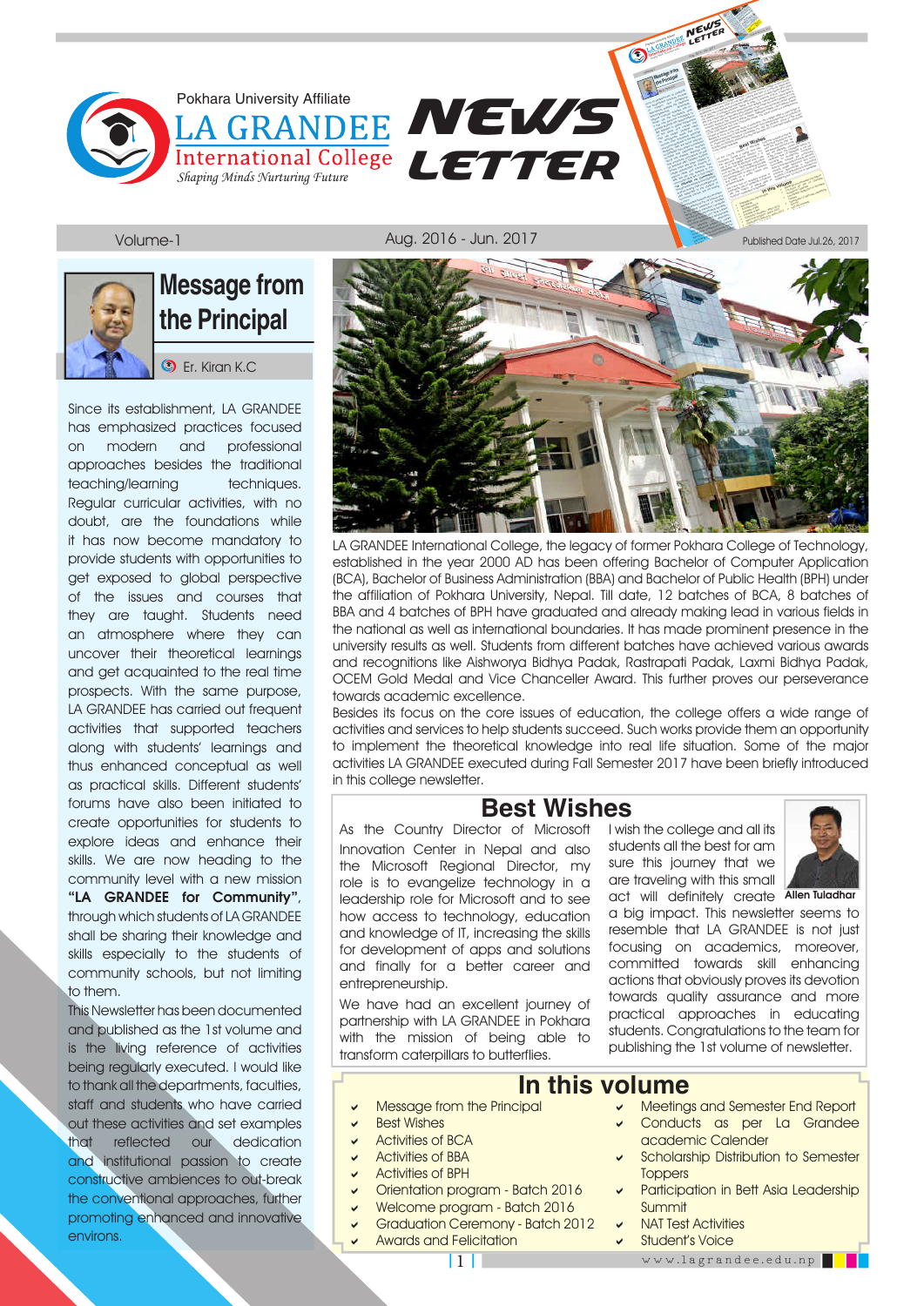Pokhara University Affiliate

# LA GRANDEE International College

*Shaping Minds Nurturing Future*

# NEWS LETTER

Volume-1 | Aug. 2016 - Jun. 2017 | Published Date Jul.26, 2017

## Message from the Principal

Er. Kiran K.C

Since its establishment, LA GRANDEE has emphasized practices focused on modern and professional approaches besides the traditional teaching/learning techniques. Regular curricular activities, with no doubt, are the foundations while it has now become mandatory to provide students with opportunities to get exposed to global perspective of the issues and courses that they are taught. Students need an atmosphere where they can uncover their theoretical learnings and get acquainted to the real time prospects. With the same purpose, LA GRANDEE has carried out frequent activities that supported teachers along with students' learnings and thus enhanced conceptual as well as practical skills. Different students' forums have also been initiated to create opportunities for students to explore ideas and enhance their skills. We are now heading to the community level with a new mission **"LA GRANDEE for Community"**, through which students of LA GRANDEE shall be sharing their knowledge and skills especially to the students of community schools, but not limiting to them.

This Newsletter has been documented and published as the 1st volume and is the living reference of activities being regularly executed. I would like to thank all the departments, faculties, staff and students who have carried out these activities and set examples that reflected our dedication and institutional passion to create constructive ambiences to out-break the conventional approaches, further promoting enhanced and innovative environs.

LA GRANDEE International College, the legacy of former Pokhara College of Technology, established in the year 2000 AD has been offering Bachelor of Computer Application (BCA), Bachelor of Business Administration (BBA) and Bachelor of Public Health (BPH) under the affiliation of Pokhara University, Nepal. Till date, 12 batches of BCA, 8 batches of BBA and 4 batches of BPH have graduated and already making lead in various fields in the national as well as international boundaries. It has made prominent presence in the university results as well. Students from different batches have achieved various awards and recognitions like Aishworya Bidhya Padak, Rastrapati Padak, Laxmi Bidhya Padak, OCEM Gold Medal and Vice Chancellor Award. This further proves our perseverance towards academic excellence.

Besides its focus on the core issues of education, the college offers a wide range of activities and services to help students succeed. Such works provide them an opportunity to implement the theoretical knowledge into real life situation. Some of the major activities LA GRANDEE executed during Fall Semester 2017 have been briefly introduced in this college newsletter.

## Best Wishes

As the Country Director of Microsoft Innovation Center in Nepal and also the Microsoft Regional Director, my role is to evangelize technology in a leadership role for Microsoft and to see how access to technology, education and knowledge of IT, increasing the skills for development of apps and solutions and finally for a better career and entrepreneurship.

We have had an excellent journey of partnership with LA GRANDEE in Pokhara with the mission of being able to transform caterpillars to butterflies.

I wish the college and all its students all the best for am sure this journey that we are traveling with this small act will definitely create a big impact. This newsletter seems to resemble that LA GRANDEE is not just focusing on academics, moreover, committed towards skill enhancing actions that obviously proves its devotion towards quality assurance and more practical approaches in educating students. Congratulations to the team for publishing the 1st volume of newsletter.

**Allen Tuladhar**

## In this volume

- Message from the Principal
- Best Wishes
- Activities of BCA
- Activities of BBA
- Activities of BPH
- Orientation program - Batch 2016
- Welcome program - Batch 2016
- Graduation Ceremony - Batch 2012
- Awards and Felicitation
- Meetings and Semester End Report
- Conducts as per La Grandee academic Calender
- Scholarship Distribution to Semester Toppers
- Participation in Bett Asia Leadership Summit
- NAT Test Activities
- Student's Voice

www.lagrandee.edu.np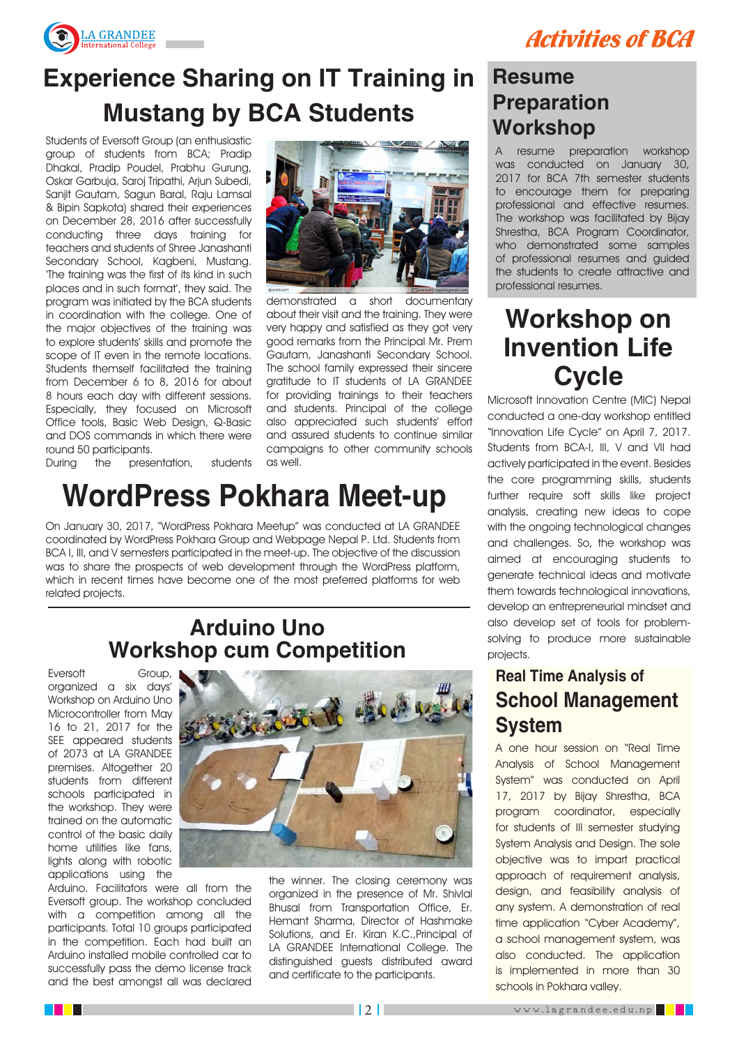# Experience Sharing on IT Training in Mustang by BCA Students

Students of Eversoft Group (an enthusiastic group of students from BCA; Pradip Dhakal, Pradip Poudel, Prabhu Gurung, Oskar Garbuja, Saroj Tripathi, Arjun Subedi, Sanjit Gautam, Sagun Baral, Raju Lamsal & Bipin Sapkota) shared their experiences on December 28, 2016 after successfully conducting three days training for teachers and students of Shree Janashanti Secondary School, Kagbeni, Mustang. 'The training was the first of its kind in such places and in such format', they said. The program was initiated by the BCA students in coordination with the college. One of the major objectives of the training was to explore students' skills and promote the scope of IT even in the remote locations. Students themself facilitated the training from December 6 to 8, 2016 for about 8 hours each day with different sessions. Especially, they focused on Microsoft Office tools, Basic Web Design, Q-Basic and DOS commands in which there were round 50 participants.

During the presentation, students demonstrated a short documentary about their visit and the training. They were very happy and satisfied as they got very good remarks from the Principal Mr. Prem Gautam, Janashanti Secondary School. The school family expressed their sincere gratitude to IT students of LA GRANDEE for providing trainings to their teachers and students. Principal of the college also appreciated such students' effort and assured students to continue similar campaigns to other community schools as well.

# WordPress Pokhara Meet-up

On January 30, 2017, "WordPress Pokhara Meetup" was conducted at LA GRANDEE coordinated by WordPress Pokhara Group and Webpage Nepal P. Ltd. Students from BCA I, III, and V semesters participated in the meet-up. The objective of the discussion was to share the prospects of web development through the WordPress platform, which in recent times have become one of the most preferred platforms for web related projects.

# Arduino Uno Workshop cum Competition

Eversoft Group, organized a six days' Workshop on Arduino Uno Microcontroller from May 16 to 21, 2017 for the SEE appeared students of 2073 at LA GRANDEE premises. Altogether 20 students from different schools participated in the workshop. They were trained on the automatic control of the basic daily home utilities like fans, lights along with robotic applications using the Arduino. Facilitators were all from the Eversoft group. The workshop concluded with a competition among all the participants. Total 10 groups participated in the competition. Each had built an Arduino installed mobile controlled car to successfully pass the demo license track and the best amongst all was declared the winner. The closing ceremony was organized in the presence of Mr. Shivlal Bhusal from Transportation Office, Er. Hemant Sharma, Director of Hashmake Solutions, and Er. Kiran K.C.,Principal of LA GRANDEE International College. The distinguished guests distributed award and certificate to the participants.

# Resume Preparation Workshop

A resume preparation workshop was conducted on January 30, 2017 for BCA 7th semester students to encourage them for preparing professional and effective resumes. The workshop was facilitated by Bijay Shrestha, BCA Program Coordinator, who demonstrated some samples of professional resumes and guided the students to create attractive and professional resumes.

# Workshop on Invention Life Cycle

Microsoft Innovation Centre (MIC) Nepal conducted a one-day workshop entitled "Innovation Life Cycle" on April 7, 2017. Students from BCA-I, III, V and VII had actively participated in the event. Besides the core programming skills, students further require soft skills like project analysis, creating new ideas to cope with the ongoing technological changes and challenges. So, the workshop was aimed at encouraging students to generate technical ideas and motivate them towards technological innovations, develop an entrepreneurial mindset and also develop set of tools for problem-solving to produce more sustainable projects.

# Real Time Analysis of School Management System

A one hour session on "Real Time Analysis of School Management System" was conducted on April 17, 2017 by Bijay Shrestha, BCA program coordinator, especially for students of III semester studying System Analysis and Design. The sole objective was to impart practical approach of requirement analysis, design, and feasibility analysis of any system. A demonstration of real time application "Cyber Academy", a school management system, was also conducted. The application is implemented in more than 30 schools in Pokhara valley.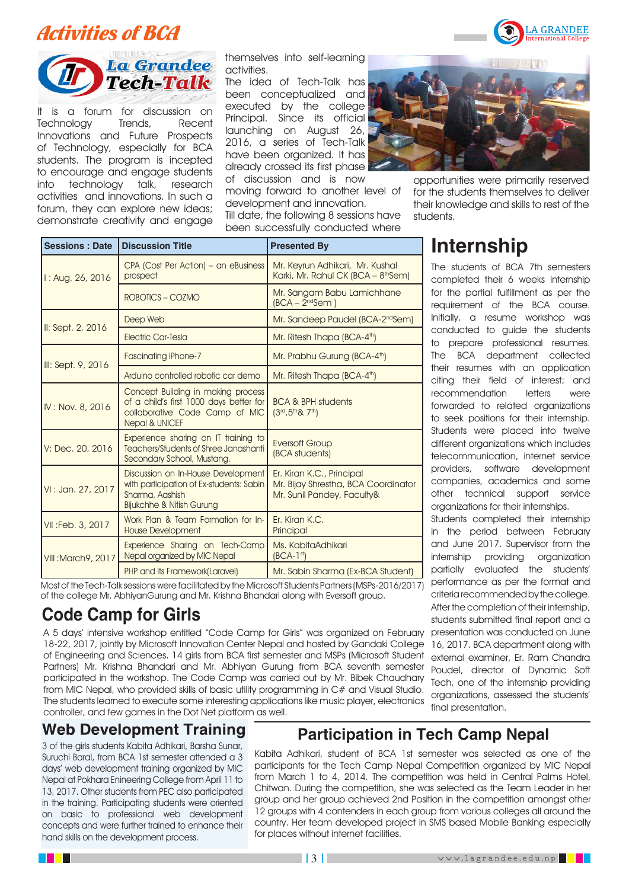# Activities of BCA

## La Grandee Tech-Talk

It is a forum for discussion on Technology Trends, Recent Innovations and Future Prospects of Technology, especially for BCA students. The program is incepted to encourage and engage students into technology talk, research activities and innovations. In such a forum, they can explore new ideas; demonstrate creativity and engage themselves into self-learning activities.

The idea of Tech-Talk has been conceptualized and executed by the college Principal. Since its official launching on August 26, 2016, a series of Tech-Talk have been organized. It has already crossed its first phase of discussion and is now moving forward to another level of development and innovation.

Till date, the following 8 sessions have been successfully conducted where opportunities were primarily reserved for the students themselves to deliver their knowledge and skills to rest of the students.

| Sessions : Date | Discussion Title | Presented By |
|---|---|---|
| I : Aug. 26, 2016 | CPA (Cost Per Action) – an eBusiness prospect | Mr. Keyrun Adhikari, Mr. Kushal Karki, Mr. Rahul CK (BCA – 8th Sem) |
| | ROBOTICS – COZMO | Mr. Sangam Babu Lamichhane (BCA – 2nd Sem ) |
| II: Sept. 2, 2016 | Deep Web | Mr. Sandeep Paudel (BCA-2nd Sem) |
| | Electric Car-Tesla | Mr. Ritesh Thapa (BCA-4th) |
| III: Sept. 9, 2016 | Fascinating iPhone-7 | Mr. Prabhu Gurung (BCA-4th) |
| | Arduino controlled robotic car demo | Mr. Ritesh Thapa (BCA-4th) |
| IV : Nov. 8, 2016 | Concept Building in making process of a child's first 1000 days better for collaborative Code Camp of MIC Nepal & UNICEF | BCA & BPH students (3rd, 5th & 7th) |
| V: Dec. 20, 2016 | Experience sharing on IT training to Teachers/Students of Shree Janashanti Secondary School, Mustang. | Eversoft Group (BCA students) |
| VI : Jan. 27, 2017 | Discussion on In-House Development with participation of Ex-students: Sabin Sharma, Aashish Bijukchhe & Nitish Gurung | Er. Kiran K.C., Principal Mr. Bijay Shrestha, BCA Coordinator Mr. Sunil Pandey, Faculty& |
| VII :Feb. 3, 2017 | Work Plan & Team Formation for In-House Development | Er. Kiran K.C. Principal |
| VIII :March9, 2017 | Experience Sharing on Tech-Camp Nepal organized by MIC Nepal | Ms. KabitaAdhikari (BCA-1st) |
| | PHP and its Framework(Laravel) | Mr. Sabin Sharma (Ex-BCA Student) |

Most of the Tech-Talk sessions were facilitated by the Microsoft Students Partners (MSPs-2016/2017) of the college Mr. AbhiyanGurung and Mr. Krishna Bhandari along with Eversoft group.

## Code Camp for Girls

A 5 days' intensive workshop entitled "Code Camp for Girls" was organized on February 18-22, 2017, jointly by Microsoft Innovation Center Nepal and hosted by Gandaki College of Engineering and Sciences. 14 girls from BCA first semester and MSPs (Microsoft Student Partners) Mr. Krishna Bhandari and Mr. Abhiyan Gurung from BCA seventh semester participated in the workshop. The Code Camp was carried out by Mr. Bibek Chaudhary from MIC Nepal, who provided skills of basic utility programming in C# and Visual Studio. The students learned to execute some interesting applications like music player, electronics controller, and few games in the Dot Net platform as well.

## Internship

The students of BCA 7th semesters completed their 6 weeks internship for the partial fulfillment as per the requirement of the BCA course. Initially, a resume workshop was conducted to guide the students to prepare professional resumes. The BCA department collected their resumes with an application citing their field of interest; and recommendation letters were forwarded to related organizations to seek positions for their internship. Students were placed into twelve different organizations which includes telecommunication, internet service providers, software development companies, academics and some other technical support service organizations for their internships.

Students completed their internship in the period between February and June 2017. Supervisor from the internship providing organization partially evaluated the students' performance as per the format and criteria recommended by the college. After the completion of their internship, students submitted final report and a presentation was conducted on June 16, 2017. BCA department along with external examiner, Er. Ram Chandra Poudel, director of Dynamic Soft Tech, one of the internship providing organizations, assessed the students' final presentation.

## Web Development Training

3 of the girls students Kabita Adhikari, Barsha Sunar, Suruchi Baral, from BCA 1st semester attended a 3 days' web development training organized by MIC Nepal at Pokhara Enineering College from April 11 to 13, 2017. Other students from PEC also participated in the training. Participating students were oriented on basic to professional web development concepts and were further trained to enhance their hand skills on the development process.

## Participation in Tech Camp Nepal

Kabita Adhikari, student of BCA 1st semester was selected as one of the participants for the Tech Camp Nepal Competition organized by MIC Nepal from March 1 to 4, 2014. The competition was held in Central Palms Hotel, Chitwan. During the competition, she was selected as the Team Leader in her group and her group achieved 2nd Position in the competition amongst other 12 groups with 4 contenders in each group from various colleges all around the country. Her team developed project in SMS based Mobile Banking especially for places without internet facilities.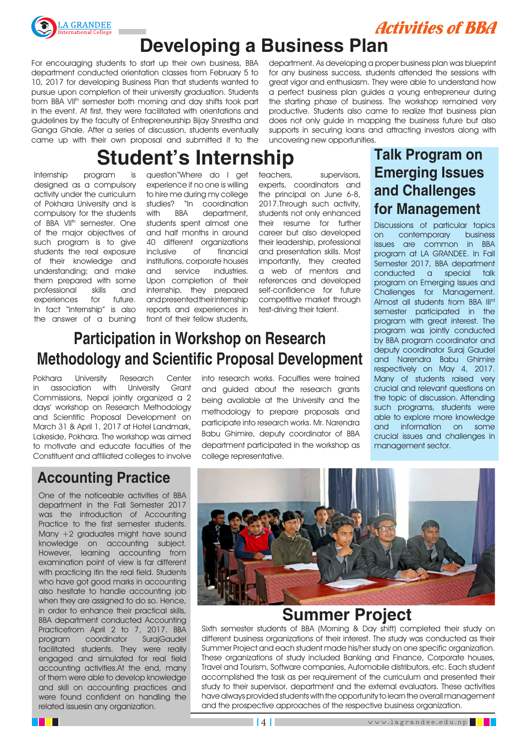# Activities of BBA

## Developing a Business Plan

For encouraging students to start up their own business, BBA department conducted orientation classes from February 5 to 10, 2017 for developing Business Plan that students wanted to pursue upon completion of their university graduation. Students from BBA VII[th] semester both morning and day shifts took part in the event. At first, they were facilitated with orientations and guidelines by the faculty of Entrepreneurship Bijay Shrestha and Ganga Ghale. After a series of discussion, students eventually came up with their own proposal and submitted it to the department. As developing a proper business plan was blueprint for any business success, students attended the sessions with great vigor and enthusiasm. They were able to understand how a perfect business plan guides a young entrepreneur during the starting phase of business. The workshop remained very productive. Students also came to realize that business plan does not only guide in mapping the business future but also supports in securing loans and attracting investors along with uncovering new opportunities.

## Student's Internship

Internship program is designed as a compulsory activity under the curriculum of Pokhara University and is compulsory for the students of BBA VII[th] semester. One of the major objectives of such program is to give students the real exposure of their knowledge and understanding; and make them prepared with some professional skills and experiences for future. In fact "internship" is also the answer of a burning question"Where do I get experience if no one is willing to hire me during my college studies? "In coordination with BBA department, students spent almost one and half months in around 40 different organizations inclusive of financial institutions, corporate houses and service industries. Upon completion of their internship, they prepared and presented their internship reports and experiences in front of their fellow students, teachers, supervisors, experts, coordinators and the principal on June 6-8, 2017.Through such activity, students not only enhanced their resume for further career but also developed their leadership, professional and presentation skills. Most importantly, they created a web of mentors and references and developed self-confidence for future competitive market through test-driving their talent.

## Talk Program on Emerging Issues and Challenges for Management

Discussions of particular topics on contemporary business issues are common in BBA program at LA GRANDEE. In Fall Semester 2017, BBA department conducted a special talk program on Emerging Issues and Challenges for Management. Almost all students from BBA III[rd] semester participated in the program with great interest. The program was jointly conducted by BBA program coordinator and deputy coordinator Suraj Gaudel and Narendra Babu Ghimire respectively on May 4, 2017. Many of students raised very crucial and relevant questions on the topic of discussion. Attending such programs, students were able to explore more knowledge and information on some crucial issues and challenges in management sector.

## Participation in Workshop on Research Methodology and Scientific Proposal Development

Pokhara University Research Center in association with University Grant Commissions, Nepal jointly organized a 2 days' workshop on Research Methodology and Scientific Proposal Development on March 31 & April 1, 2017 at Hotel Landmark, Lakeside, Pokhara. The workshop was aimed to motivate and educate faculties of the Constituent and affiliated colleges to involve into research works. Faculties were trained and guided about the research grants being available at the University and the methodology to prepare proposals and participate into research works. Mr. Narendra Babu Ghimire, deputy coordinator of BBA department participated in the workshop as college representative.

## Accounting Practice

One of the noticeable activities of BBA department in the Fall Semester 2017 was the introduction of Accounting Practice to the first semester students. Many +2 graduates might have sound knowledge on accounting subject. However, learning accounting from examination point of view is far different with practicing itin the real field. Students who have got good marks in accounting also hesitate to handle accounting job when they are assigned to do so. Hence, in order to enhance their practical skills, BBA department conducted Accounting Practicefrom April 2 to 7, 2017. BBA program coordinator SurajGaudel facilitated students. They were really engaged and simulated for real field accounting activities.At the end, many of them were able to develop knowledge and skill on accounting practices and were found confident on handling the related issuesin any organization.

## Summer Project

Sixth semester students of BBA (Morning & Day shift) completed their study on different business organizations of their interest. The study was conducted as their Summer Project and each student made his/her study on one specific organization. These organizations of study included Banking and Finance, Corporate houses, Travel and Tourism, Software companies, Automobile distributors, etc. Each student accomplished the task as per requirement of the curriculum and presented their study to their supervisor, department and the external evaluators. These activities have always provided students with the opportunity to learn the overall management and the prospective approaches of the respective business organization.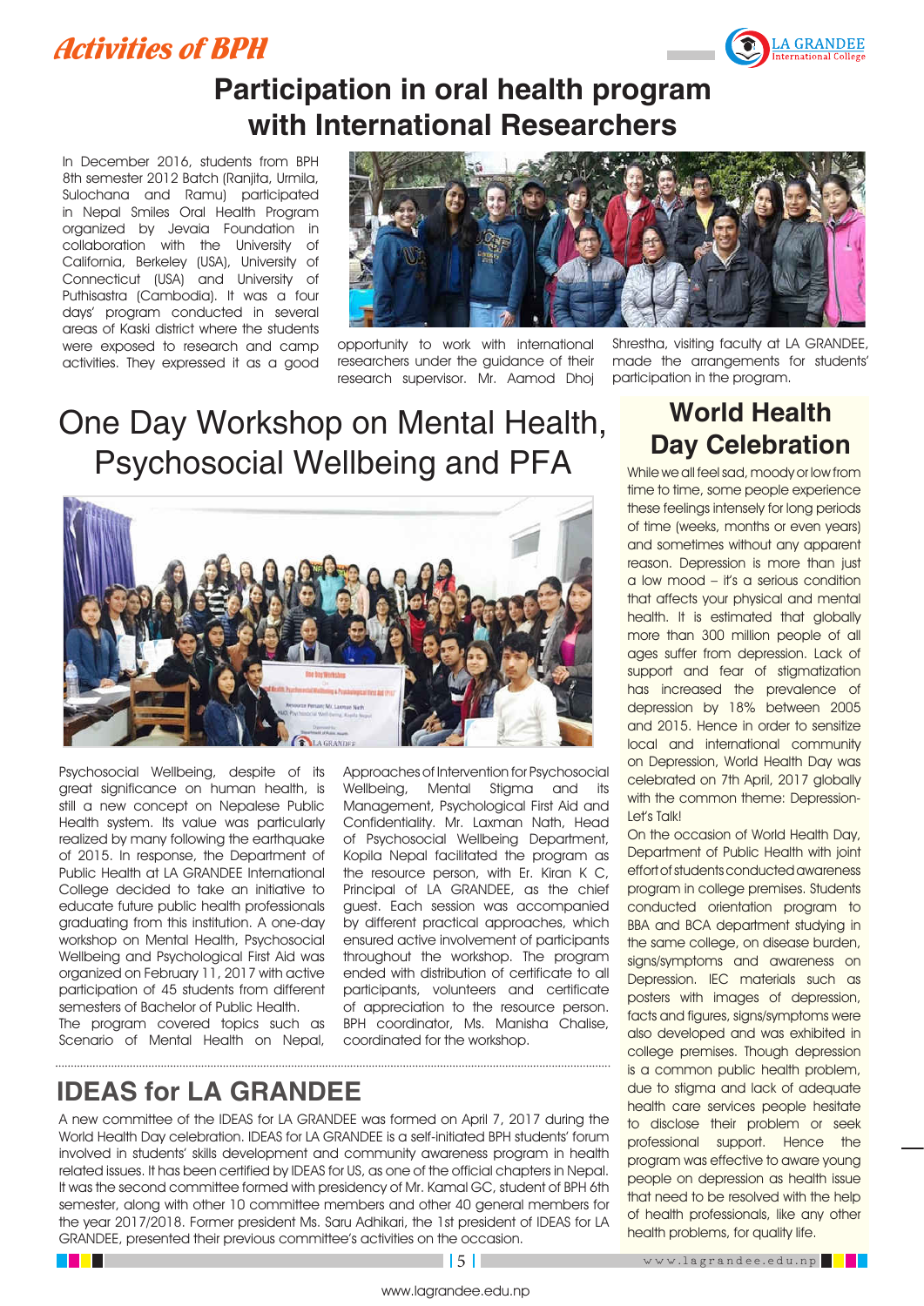# Activities of BPH

## Participation in oral health program with International Researchers

In December 2016, students from BPH 8th semester 2012 Batch (Ranjita, Urmila, Sulochana and Ramu) participated in Nepal Smiles Oral Health Program organized by Jevaia Foundation in collaboration with the University of California, Berkeley (USA), University of Connecticut (USA) and University of Puthisastra (Cambodia). It was a four days' program conducted in several areas of Kaski district where the students were exposed to research and camp activities. They expressed it as a good opportunity to work with international researchers under the guidance of their research supervisor. Mr. Aamod Dhoj Shrestha, visiting faculty at LA GRANDEE, made the arrangements for students' participation in the program.

## One Day Workshop on Mental Health, Psychosocial Wellbeing and PFA

Psychosocial Wellbeing, despite of its great significance on human health, is still a new concept on Nepalese Public Health system. Its value was particularly realized by many following the earthquake of 2015. In response, the Department of Public Health at LA GRANDEE International College decided to take an initiative to educate future public health professionals graduating from this institution. A one-day workshop on Mental Health, Psychosocial Wellbeing and Psychological First Aid was organized on February 11, 2017 with active participation of 45 students from different semesters of Bachelor of Public Health.

The program covered topics such as Scenario of Mental Health on Nepal, Approaches of Intervention for Psychosocial Wellbeing, Mental Stigma and its Management, Psychological First Aid and Confidentiality. Mr. Laxman Nath, Head of Psychosocial Wellbeing Department, Kopila Nepal facilitated the program as the resource person, with Er. Kiran K C, Principal of LA GRANDEE, as the chief guest. Each session was accompanied by different practical approaches, which ensured active involvement of participants throughout the workshop. The program ended with distribution of certificate to all participants, volunteers and certificate of appreciation to the resource person. BPH coordinator, Ms. Manisha Chalise, coordinated for the workshop.

## IDEAS for LA GRANDEE

A new committee of the IDEAS for LA GRANDEE was formed on April 7, 2017 during the World Health Day celebration. IDEAS for LA GRANDEE is a self-initiated BPH students' forum involved in students' skills development and community awareness program in health related issues. It has been certified by IDEAS for US, as one of the official chapters in Nepal. It was the second committee formed with presidency of Mr. Kamal GC, student of BPH 6th semester, along with other 10 committee members and other 40 general members for the year 2017/2018. Former president Ms. Saru Adhikari, the 1st president of IDEAS for LA GRANDEE, presented their previous committee's activities on the occasion.

## World Health Day Celebration

While we all feel sad, moody or low from time to time, some people experience these feelings intensely for long periods of time (weeks, months or even years) and sometimes without any apparent reason. Depression is more than just a low mood – it's a serious condition that affects your physical and mental health. It is estimated that globally more than 300 million people of all ages suffer from depression. Lack of support and fear of stigmatization has increased the prevalence of depression by 18% between 2005 and 2015. Hence in order to sensitize local and international community on Depression, World Health Day was celebrated on 7th April, 2017 globally with the common theme: Depression- Let's Talk!

On the occasion of World Health Day, Department of Public Health with joint effort of students conducted awareness program in college premises. Students conducted orientation program to BBA and BCA department studying in the same college, on disease burden, signs/symptoms and awareness on Depression. IEC materials such as posters with images of depression, facts and figures, signs/symptoms were also developed and was exhibited in college premises. Though depression is a common public health problem, due to stigma and lack of adequate health care services people hesitate to disclose their problem or seek professional support. Hence the program was effective to aware young people on depression as health issue that need to be resolved with the help of health professionals, like any other health problems, for quality life.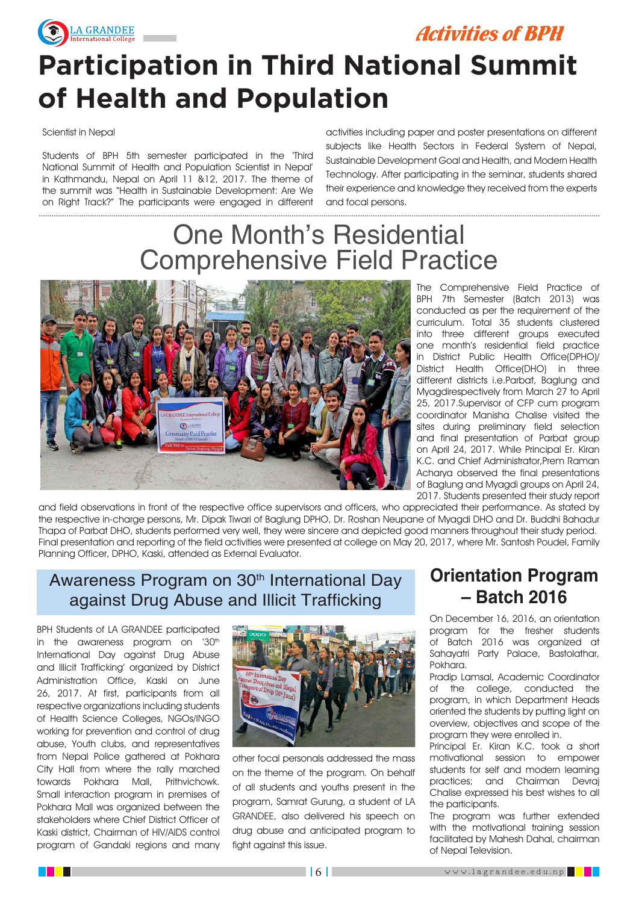# Participation in Third National Summit of Health and Population

Scientist in Nepal

Students of BPH 5th semester participated in the 'Third National Summit of Health and Population Scientist in Nepal' in Kathmandu, Nepal on April 11 &12, 2017. The theme of the summit was "Health in Sustainable Development: Are We on Right Track?" The participants were engaged in different activities including paper and poster presentations on different subjects like Health Sectors in Federal System of Nepal, Sustainable Development Goal and Health, and Modern Health Technology. After participating in the seminar, students shared their experience and knowledge they received from the experts and focal persons.

# One Month's Residential Comprehensive Field Practice

The Comprehensive Field Practice of BPH 7th Semester (Batch 2013) was conducted as per the requirement of the curriculum. Total 35 students clustered into three different groups executed one month's residential field practice in District Public Health Office(DPHO)/ District Health Office(DHO) in three different districts i.e.Parbat, Baglung and Myagdirespectively from March 27 to April 25, 2017.Supervisor of CFP cum program coordinator Manisha Chalise visited the sites during preliminary field selection and final presentation of Parbat group on April 24, 2017. While Principal Er. Kiran K.C. and Chief Administrator,Prem Raman Acharya observed the final presentations of Baglung and Myagdi groups on April 24, 2017. Students presented their study report and field observations in front of the respective office supervisors and officers, who appreciated their performance. As stated by the respective in-charge persons, Mr. Dipak Tiwari of Baglung DPHO, Dr. Roshan Neupane of Myagdi DHO and Dr. Buddhi Bahadur Thapa of Parbat DHO, students performed very well, they were sincere and depicted good manners throughout their study period. Final presentation and reporting of the field activities were presented at college on May 20, 2017, where Mr. Santosh Poudel, Family Planning Officer, DPHO, Kaski, attended as External Evaluator.

## Awareness Program on 30th International Day against Drug Abuse and Illicit Trafficking

BPH Students of LA GRANDEE participated in the awareness program on '30th International Day against Drug Abuse and Illicit Trafficking' organized by District Administration Office, Kaski on June 26, 2017. At first, participants from all respective organizations including students of Health Science Colleges, NGOs/INGO working for prevention and control of drug abuse, Youth clubs, and representatives from Nepal Police gathered at Pokhara City Hall from where the rally marched towards Pokhara Mall, Prithvichowk. Small interaction program in premises of Pokhara Mall was organized between the stakeholders where Chief District Officer of Kaski district, Chairman of HIV/AIDS control program of Gandaki regions and many other focal personals addressed the mass on the theme of the program. On behalf of all students and youths present in the program, Samrat Gurung, a student of LA GRANDEE, also delivered his speech on drug abuse and anticipated program to fight against this issue.

## Orientation Program – Batch 2016

On December 16, 2016, an orientation program for the fresher students of Batch 2016 was organized at Sahayatri Party Palace, Bastolathar, Pokhara.

Pradip Lamsal, Academic Coordinator of the college, conducted the program, in which Department Heads oriented the students by putting light on overview, objectives and scope of the program they were enrolled in.

Principal Er. Kiran K.C. took a short motivational session to empower students for self and modern learning practices; and Chairman Devraj Chalise expressed his best wishes to all the participants.

The program was further extended with the motivational training session facilitated by Mahesh Dahal, chairman of Nepal Television.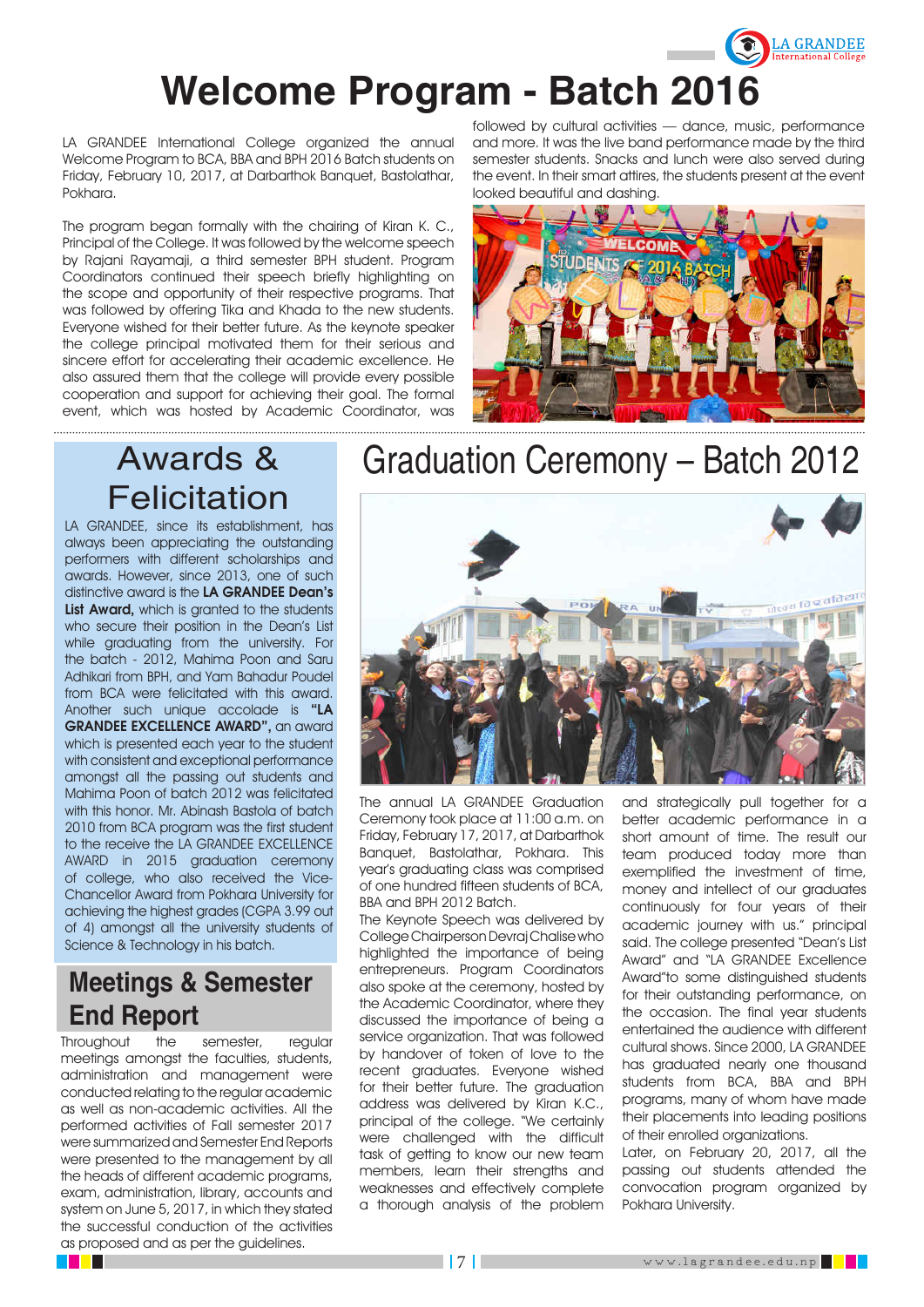# Welcome Program - Batch 2016

LA GRANDEE International College organized the annual Welcome Program to BCA, BBA and BPH 2016 Batch students on Friday, February 10, 2017, at Darbarthok Banquet, Bastolathar, Pokhara.

The program began formally with the chairing of Kiran K. C., Principal of the College. It was followed by the welcome speech by Rajani Rayamajhi, a third semester BPH student. Program Coordinators continued their speech briefly highlighting on the scope and opportunity of their respective programs. That was followed by offering Tika and Khada to the new students. Everyone wished for their better future. As the keynote speaker the college principal motivated them for their serious and sincere effort for accelerating their academic excellence. He also assured them that the college will provide every possible cooperation and support for achieving their goal. The formal event, which was hosted by Academic Coordinator, was followed by cultural activities — dance, music, performance and more. It was the live band performance made by the third semester students. Snacks and lunch were also served during the event. In their smart attires, the students present at the event looked beautiful and dashing.

## Awards & Felicitation

LA GRANDEE, since its establishment, has always been appreciating the outstanding performers with different scholarships and awards. However, since 2013, one of such distinctive award is the **LA GRANDEE Dean's List Award,** which is granted to the students who secure their position in the Dean's List while graduating from the university. For the batch - 2012, Mahima Poon and Saru Adhikari from BPH, and Yam Bahadur Poudel from BCA were felicitated with this award. Another such unique accolade is **"LA GRANDEE EXCELLENCE AWARD",** an award which is presented each year to the student with consistent and exceptional performance amongst all the passing out students and Mahima Poon of batch 2012 was felicitated with this honor. Mr. Abinash Bastola of batch 2010 from BCA program was the first student to the receive the LA GRANDEE EXCELLENCE AWARD in 2015 graduation ceremony of college, who also received the Vice-Chancellor Award from Pokhara University for achieving the highest grades (CGPA 3.99 out of 4) amongst all the university students of Science & Technology in his batch.

## Meetings & Semester End Report

Throughout the semester, regular meetings amongst the faculties, students, administration and management were conducted relating to the regular academic as well as non-academic activities. All the performed activities of Fall semester 2017 were summarized and Semester End Reports were presented to the management by all the heads of different academic programs, exam, administration, library, accounts and system on June 5, 2017, in which they stated the successful conduction of the activities as proposed and as per the guidelines.

## Graduation Ceremony – Batch 2012

The annual LA GRANDEE Graduation Ceremony took place at 11:00 a.m. on Friday, February 17, 2017, at Darbarthok Banquet, Bastolathar, Pokhara. This year's graduating class was comprised of one hundred fifteen students of BCA, BBA and BPH 2012 Batch.

The Keynote Speech was delivered by College Chairperson Devraj Chalise who highlighted the importance of being entrepreneurs. Program Coordinators also spoke at the ceremony, hosted by the Academic Coordinator, where they discussed the importance of being a service organization. That was followed by handover of token of love to the recent graduates. Everyone wished for their better future. The graduation address was delivered by Kiran K.C., principal of the college. "We certainly were challenged with the difficult task of getting to know our new team members, learn their strengths and weaknesses and effectively complete a thorough analysis of the problem and strategically pull together for a better academic performance in a short amount of time. The result our team produced today more than exemplified the investment of time, money and intellect of our graduates continuously for four years of their academic journey with us." principal said. The college presented "Dean's List Award" and "LA GRANDEE Excellence Award"to some distinguished students for their outstanding performance, on the occasion. The final year students entertained the audience with different cultural shows. Since 2000, LA GRANDEE has graduated nearly one thousand students from BCA, BBA and BPH programs, many of whom have made their placements into leading positions of their enrolled organizations.

Later, on February 20, 2017, all the passing out students attended the convocation program organized by Pokhara University.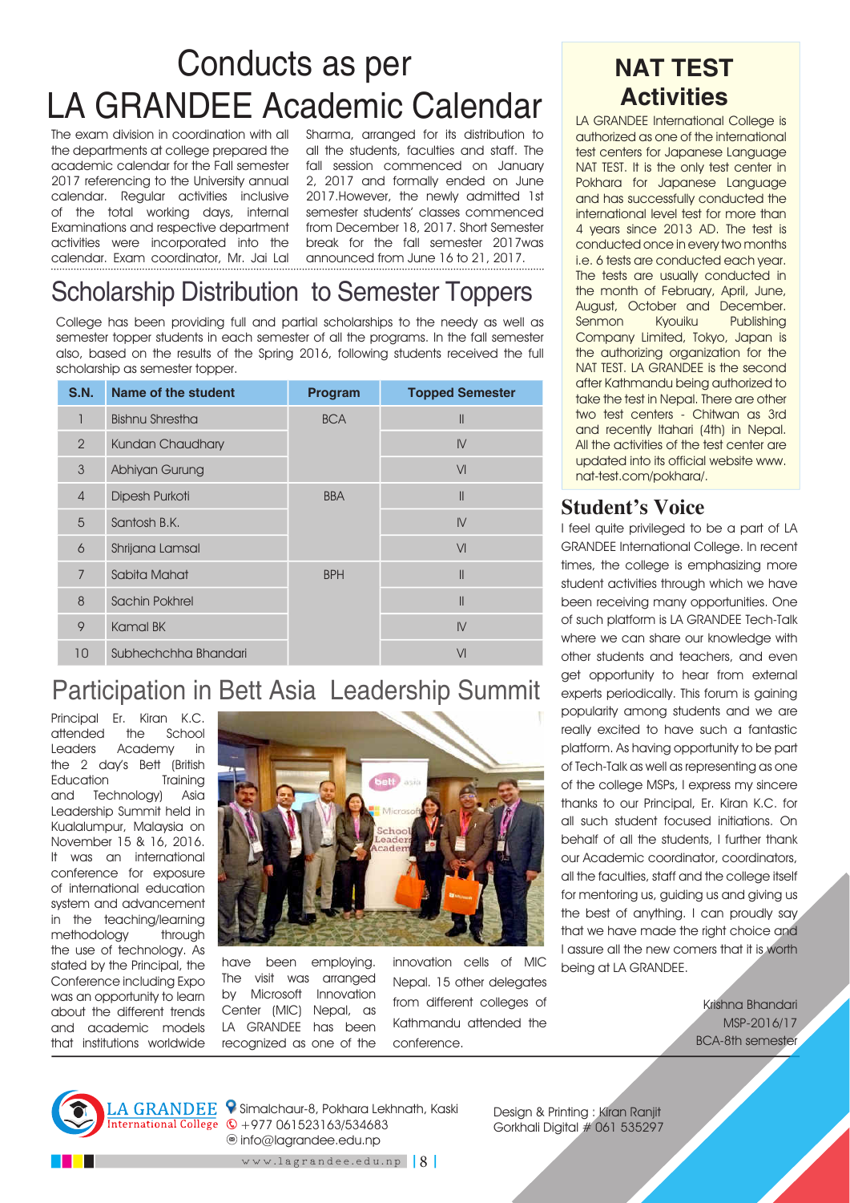# Conducts as per LA GRANDEE Academic Calendar

The exam division in coordination with all the departments at college prepared the academic calendar for the Fall semester 2017 referencing to the University annual calendar. Regular activities inclusive of the total working days, internal Examinations and respective department activities were incorporated into the calendar. Exam coordinator, Mr. Jai Lal Sharma, arranged for its distribution to all the students, faculties and staff. The fall session commenced on January 2, 2017 and formally ended on June 2017.However, the newly admitted 1st semester students' classes commenced from December 18, 2017. Short Semester break for the fall semester 2017was announced from June 16 to 21, 2017.

# Scholarship Distribution to Semester Toppers

College has been providing full and partial scholarships to the needy as well as semester topper students in each semester of all the programs. In the fall semester also, based on the results of the Spring 2016, following students received the full scholarship as semester topper.

| S.N. | Name of the student | Program | Topped Semester |
|---|---|---|---|
| 1 | Bishnu Shrestha | BCA | II |
| 2 | Kundan Chaudhary | | IV |
| 3 | Abhiyan Gurung | | VI |
| 4 | Dipesh Purkoti | BBA | II |
| 5 | Santosh B.K. | | IV |
| 6 | Shrijana Lamsal | | VI |
| 7 | Sabita Mahat | BPH | II |
| 8 | Sachin Pokhrel | | II |
| 9 | Kamal BK | | IV |
| 10 | Subhechchha Bhandari | | VI |

# Participation in Bett Asia Leadership Summit

Principal Er. Kiran K.C. attended the School Leaders Academy in the 2 day's Bett (British Education Training and Technology) Asia Leadership Summit held in Kualalumpur, Malaysia on November 15 & 16, 2016. It was an international conference for exposure of international education system and advancement in the teaching/learning methodology through the use of technology. As stated by the Principal, the Conference including Expo was an opportunity to learn about the different trends and academic models that institutions worldwide have been employing. The visit was arranged by Microsoft Innovation Center (MIC) Nepal, as LA GRANDEE has been recognized as one of the innovation cells of MIC Nepal. 15 other delegates from different colleges of Kathmandu attended the conference.

# NAT TEST Activities

LA GRANDEE International College is authorized as one of the international test centers for Japanese Language NAT TEST. It is the only test center in Pokhara for Japanese Language and has successfully conducted the international level test for more than 4 years since 2013 AD. The test is conducted once in every two months i.e. 6 tests are conducted each year. The tests are usually conducted in the month of February, April, June, August, October and December. Senmon Kyouiku Publishing Company Limited, Tokyo, Japan is the authorizing organization for the NAT TEST. LA GRANDEE is the second after Kathmandu being authorized to take the test in Nepal. There are other two test centers - Chitwan as 3rd and recently Itahari (4th) in Nepal. All the activities of the test center are updated into its official website www.nat-test.com/pokhara/.

## Student's Voice

I feel quite privileged to be a part of LA GRANDEE International College. In recent times, the college is emphasizing more student activities through which we have been receiving many opportunities. One of such platform is LA GRANDEE Tech-Talk where we can share our knowledge with other students and teachers, and even get opportunity to hear from external experts periodically. This forum is gaining popularity among students and we are really excited to have such a fantastic platform. As having opportunity to be part of Tech-Talk as well as representing as one of the college MSPs, I express my sincere thanks to our Principal, Er. Kiran K.C. for all such student focused initiations. On behalf of all the students, I further thank our Academic coordinator, coordinators, all the faculties, staff and the college itself for mentoring us, guiding us and giving us the best of anything. I can proudly say that we have made the right choice and I assure all the new comers that it is worth being at LA GRANDEE.

Krishna Bhandari
MSP-2016/17
BCA-8th semester

LA GRANDEE International College
Simalchaur-8, Pokhara Lekhnath, Kaski
+977 061523163/534683
info@lagrandee.edu.np
www.lagrandee.edu.np

Design & Printing : Kiran Ranjit
Gorkhali Digital # 061 535297